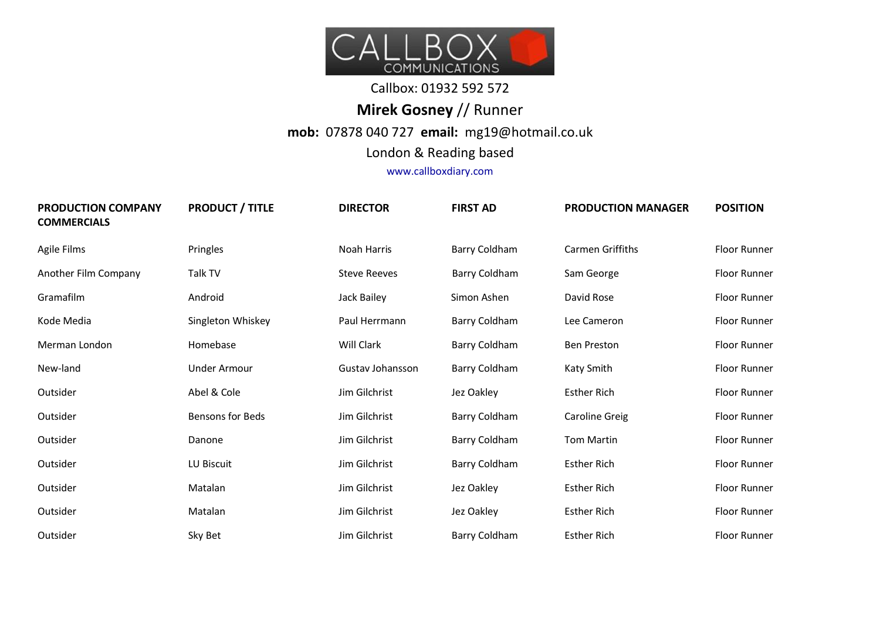CALLBOX COMMUNICATIONS

Callbox: 01932 592 572

**Mirek Gosney** // Runner

**mob:** 07878 040 727 **email:** mg19@hotmail.co.uk

London & Reading based

www.callboxdiary.com

| PRODUCTION COMPANY COMMERCIALS | PRODUCT / TITLE | DIRECTOR | FIRST AD | PRODUCTION MANAGER | POSITION |
|---|---|---|---|---|---|
| Agile Films | Pringles | Noah Harris | Barry Coldham | Carmen Griffiths | Floor Runner |
| Another Film Company | Talk TV | Steve Reeves | Barry Coldham | Sam George | Floor Runner |
| Gramafilm | Android | Jack Bailey | Simon Ashen | David Rose | Floor Runner |
| Kode Media | Singleton Whiskey | Paul Herrmann | Barry Coldham | Lee Cameron | Floor Runner |
| Merman London | Homebase | Will Clark | Barry Coldham | Ben Preston | Floor Runner |
| New-land | Under Armour | Gustav Johansson | Barry Coldham | Katy Smith | Floor Runner |
| Outsider | Abel & Cole | Jim Gilchrist | Jez Oakley | Esther Rich | Floor Runner |
| Outsider | Bensons for Beds | Jim Gilchrist | Barry Coldham | Caroline Greig | Floor Runner |
| Outsider | Danone | Jim Gilchrist | Barry Coldham | Tom Martin | Floor Runner |
| Outsider | LU Biscuit | Jim Gilchrist | Barry Coldham | Esther Rich | Floor Runner |
| Outsider | Matalan | Jim Gilchrist | Jez Oakley | Esther Rich | Floor Runner |
| Outsider | Matalan | Jim Gilchrist | Jez Oakley | Esther Rich | Floor Runner |
| Outsider | Sky Bet | Jim Gilchrist | Barry Coldham | Esther Rich | Floor Runner |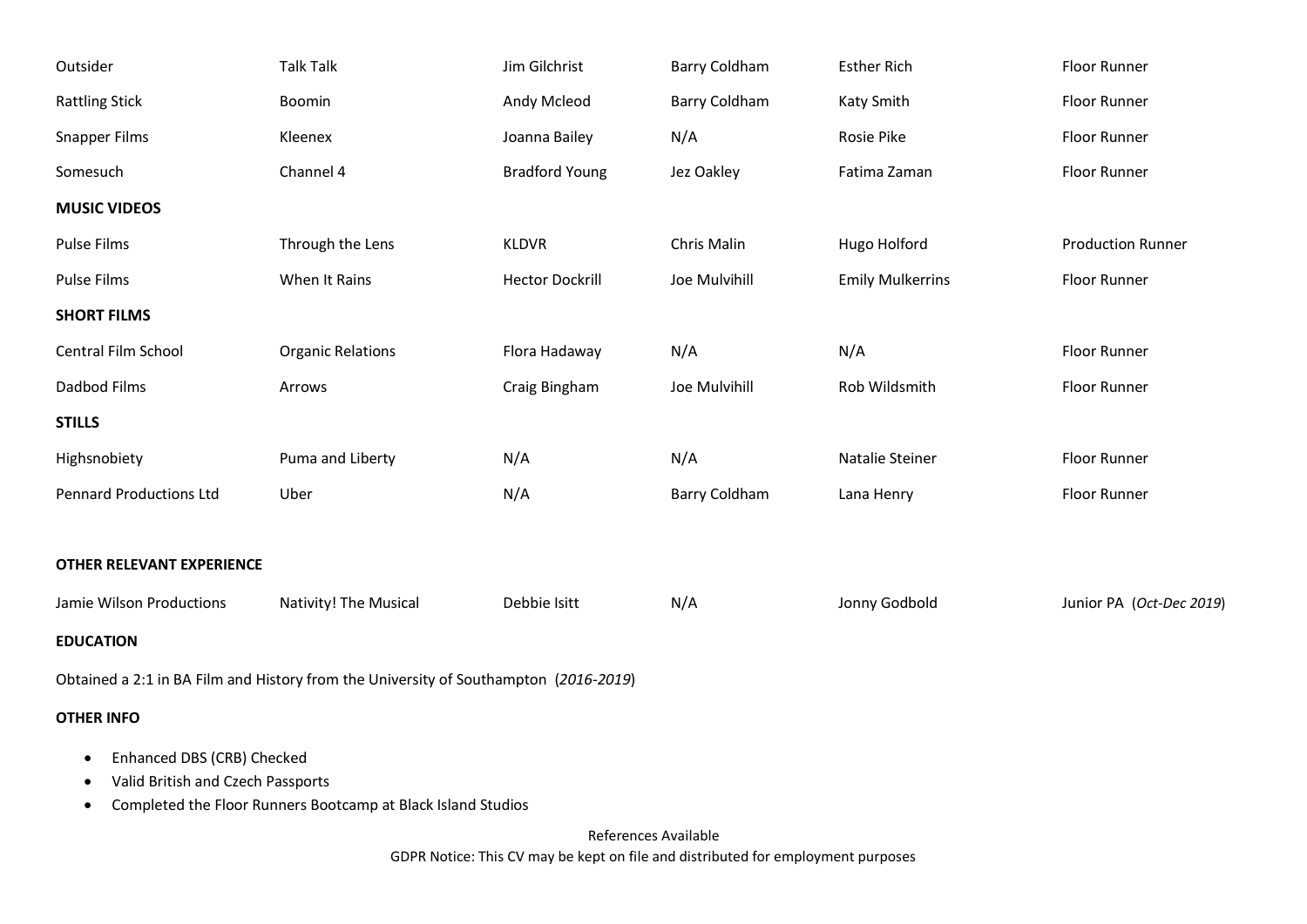| | | | | | |
|---|---|---|---|---|---|
| Outsider | Talk Talk | Jim Gilchrist | Barry Coldham | Esther Rich | Floor Runner |
| Rattling Stick | Boomin | Andy Mcleod | Barry Coldham | Katy Smith | Floor Runner |
| Snapper Films | Kleenex | Joanna Bailey | N/A | Rosie Pike | Floor Runner |
| Somesuch | Channel 4 | Bradford Young | Jez Oakley | Fatima Zaman | Floor Runner |
| **MUSIC VIDEOS** | | | | | |
| Pulse Films | Through the Lens | KLDVR | Chris Malin | Hugo Holford | Production Runner |
| Pulse Films | When It Rains | Hector Dockrill | Joe Mulvihill | Emily Mulkerrins | Floor Runner |
| **SHORT FILMS** | | | | | |
| Central Film School | Organic Relations | Flora Hadaway | N/A | N/A | Floor Runner |
| Dadbod Films | Arrows | Craig Bingham | Joe Mulvihill | Rob Wildsmith | Floor Runner |
| **STILLS** | | | | | |
| Highsnobiety | Puma and Liberty | N/A | N/A | Natalie Steiner | Floor Runner |
| Pennard Productions Ltd | Uber | N/A | Barry Coldham | Lana Henry | Floor Runner |

**OTHER RELEVANT EXPERIENCE**

| | | | | | |
|---|---|---|---|---|---|
| Jamie Wilson Productions | Nativity! The Musical | Debbie Isitt | N/A | Jonny Godbold | Junior PA (*Oct-Dec 2019*) |

**EDUCATION**

Obtained a 2:1 in BA Film and History from the University of Southampton (*2016-2019*)

**OTHER INFO**

- Enhanced DBS (CRB) Checked
- Valid British and Czech Passports
- Completed the Floor Runners Bootcamp at Black Island Studios

References Available

GDPR Notice: This CV may be kept on file and distributed for employment purposes